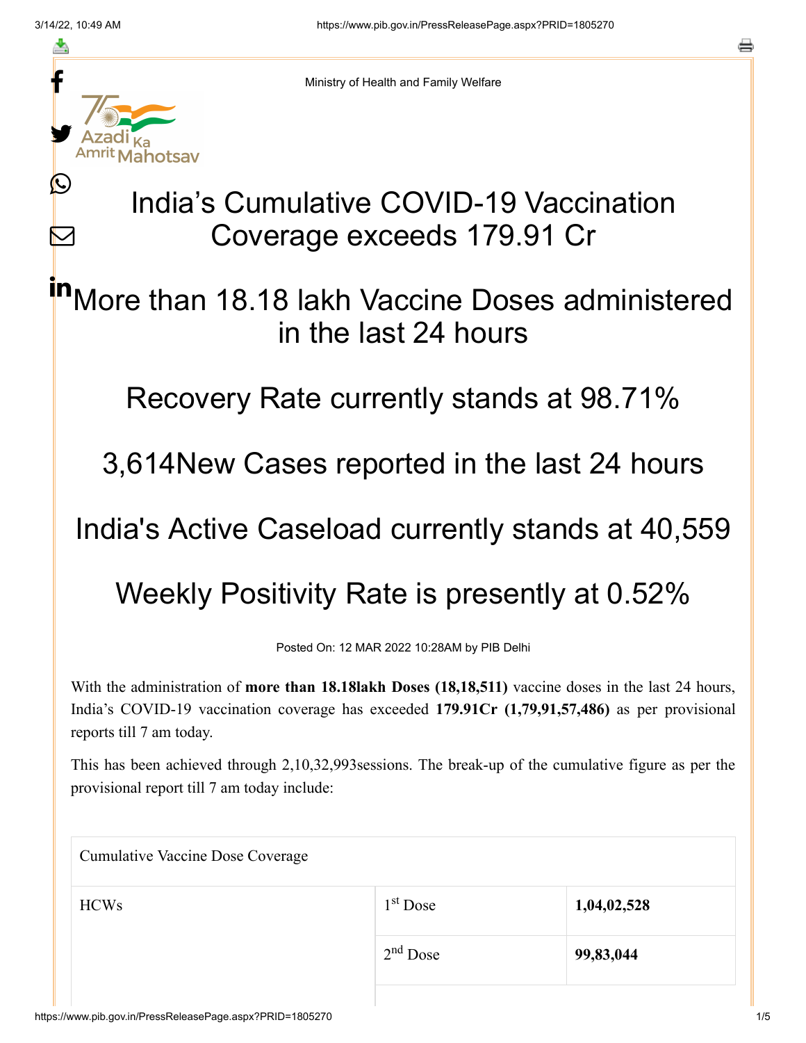Ministry of Health and Family Welfare

# India's Cumulative COVID-19 Vaccination Coverage exceeds 179.91 Cr

## More than 18.18 lakh Vaccine Doses administered in the last 24 hours

## Recovery Rate currently stands at 98.71%

## 3,614New Cases reported in the last 24 hours

## India's Active Caseload currently stands at 40,559

## Weekly Positivity Rate is presently at 0.52%

Posted On: 12 MAR 2022 10:28AM by PIB Delhi

With the administration of **more than 18.18lakh Doses (18,18,511)** vaccine doses in the last 24 hours, India's COVID-19 vaccination coverage has exceeded **179.91Cr (1,79,91,57,486)** as per provisional reports till 7 am today.

This has been achieved through 2,10,32,993sessions. The break-up of the cumulative figure as per the provisional report till 7 am today include:

| Cumulative Vaccine Dose Coverage | | |
|---|---|---|
| HCWs | 1st Dose | **1,04,02,528** |
| | 2nd Dose | **99,83,044** |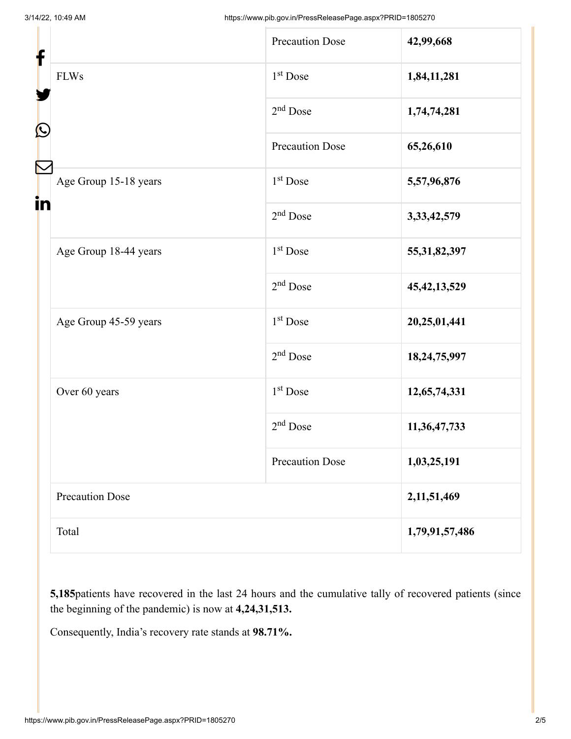| | Precaution Dose | **42,99,668** |
|---|---|---|
| FLWs | 1st Dose | **1,84,11,281** |
| | 2nd Dose | **1,74,74,281** |
| | Precaution Dose | **65,26,610** |
| Age Group 15-18 years | 1st Dose | **5,57,96,876** |
| | 2nd Dose | **3,33,42,579** |
| Age Group 18-44 years | 1st Dose | **55,31,82,397** |
| | 2nd Dose | **45,42,13,529** |
| Age Group 45-59 years | 1st Dose | **20,25,01,441** |
| | 2nd Dose | **18,24,75,997** |
| Over 60 years | 1st Dose | **12,65,74,331** |
| | 2nd Dose | **11,36,47,733** |
| | Precaution Dose | **1,03,25,191** |
| Precaution Dose | | **2,11,51,469** |
| Total | | **1,79,91,57,486** |

**5,185**patients have recovered in the last 24 hours and the cumulative tally of recovered patients (since the beginning of the pandemic) is now at **4,24,31,513.**

Consequently, India's recovery rate stands at **98.71%.**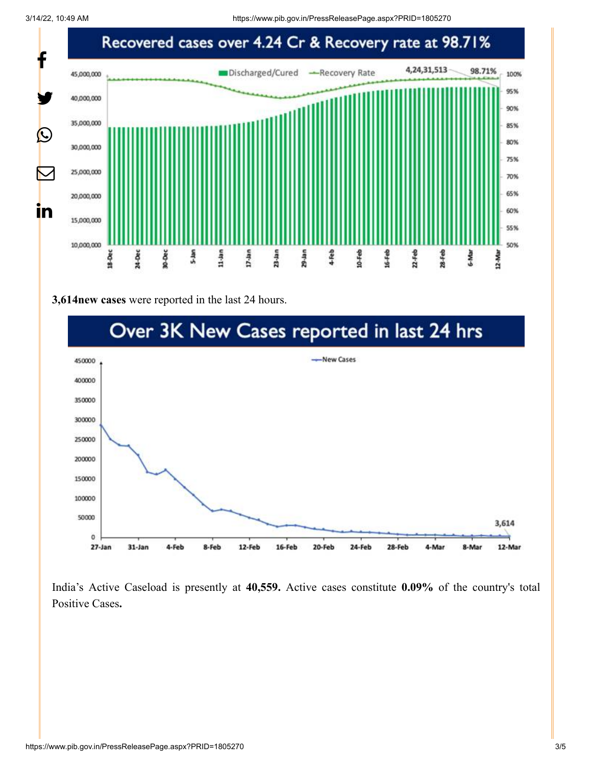Recovered cases over 4.24 Cr & Recovery rate at 98.71%

**3,614new cases** were reported in the last 24 hours.

Over 3K New Cases reported in last 24 hrs

India's Active Caseload is presently at **40,559.** Active cases constitute **0.09%** of the country's total Positive Cases**.**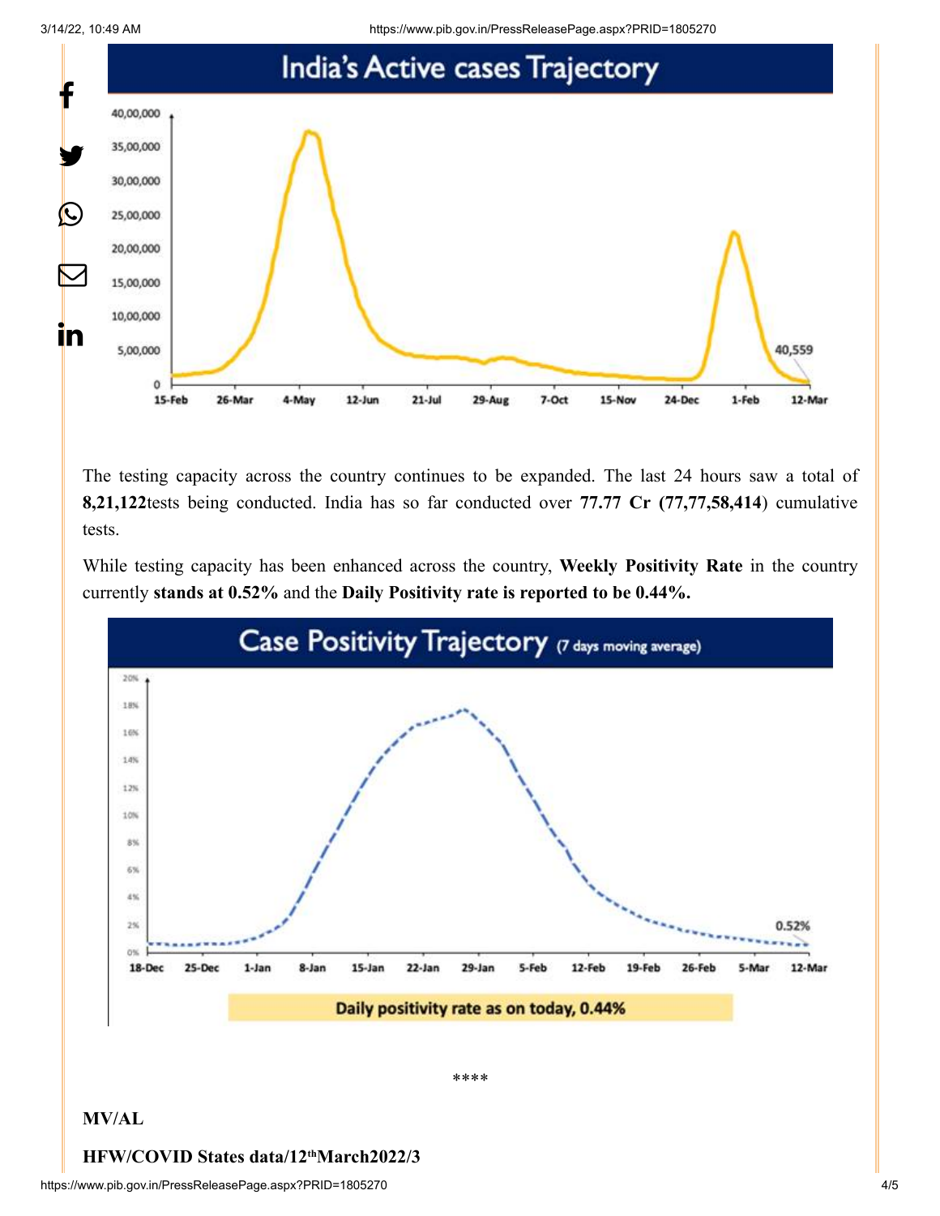## India's Active cases Trajectory

The testing capacity across the country continues to be expanded. The last 24 hours saw a total of **8,21,122**tests being conducted. India has so far conducted over **77.77 Cr (77,77,58,414**) cumulative tests.

While testing capacity has been enhanced across the country, **Weekly Positivity Rate** in the country currently **stands at 0.52%** and the **Daily Positivity rate is reported to be 0.44%.**

## Case Positivity Trajectory (7 days moving average)

Daily positivity rate as on today, 0.44%

****

**MV/AL**

**HFW/COVID States data/12thMarch2022/3**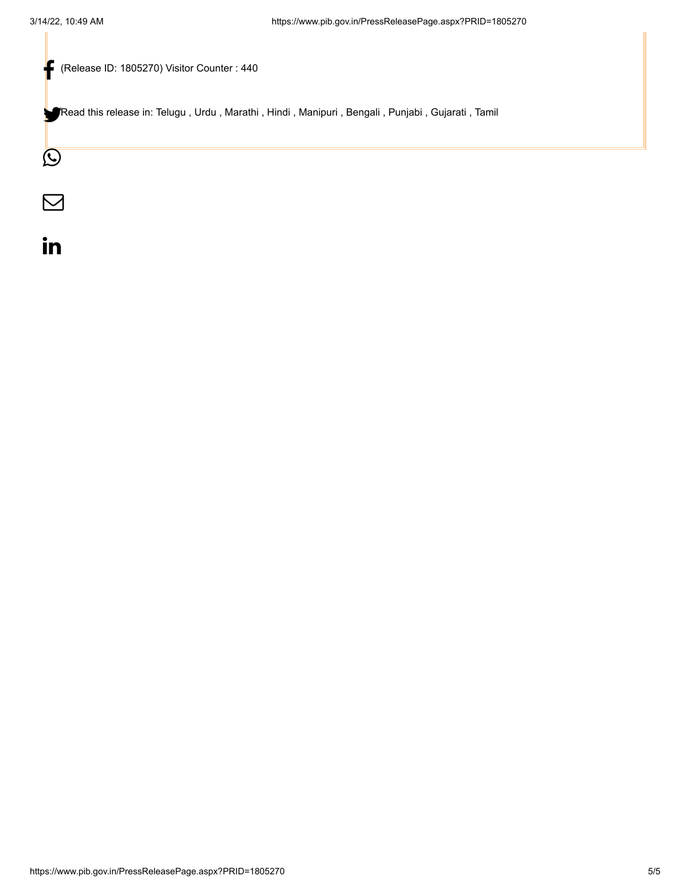(Release ID: 1805270) Visitor Counter : 440

Read this release in: Telugu , Urdu , Marathi , Hindi , Manipuri , Bengali , Punjabi , Gujarati , Tamil